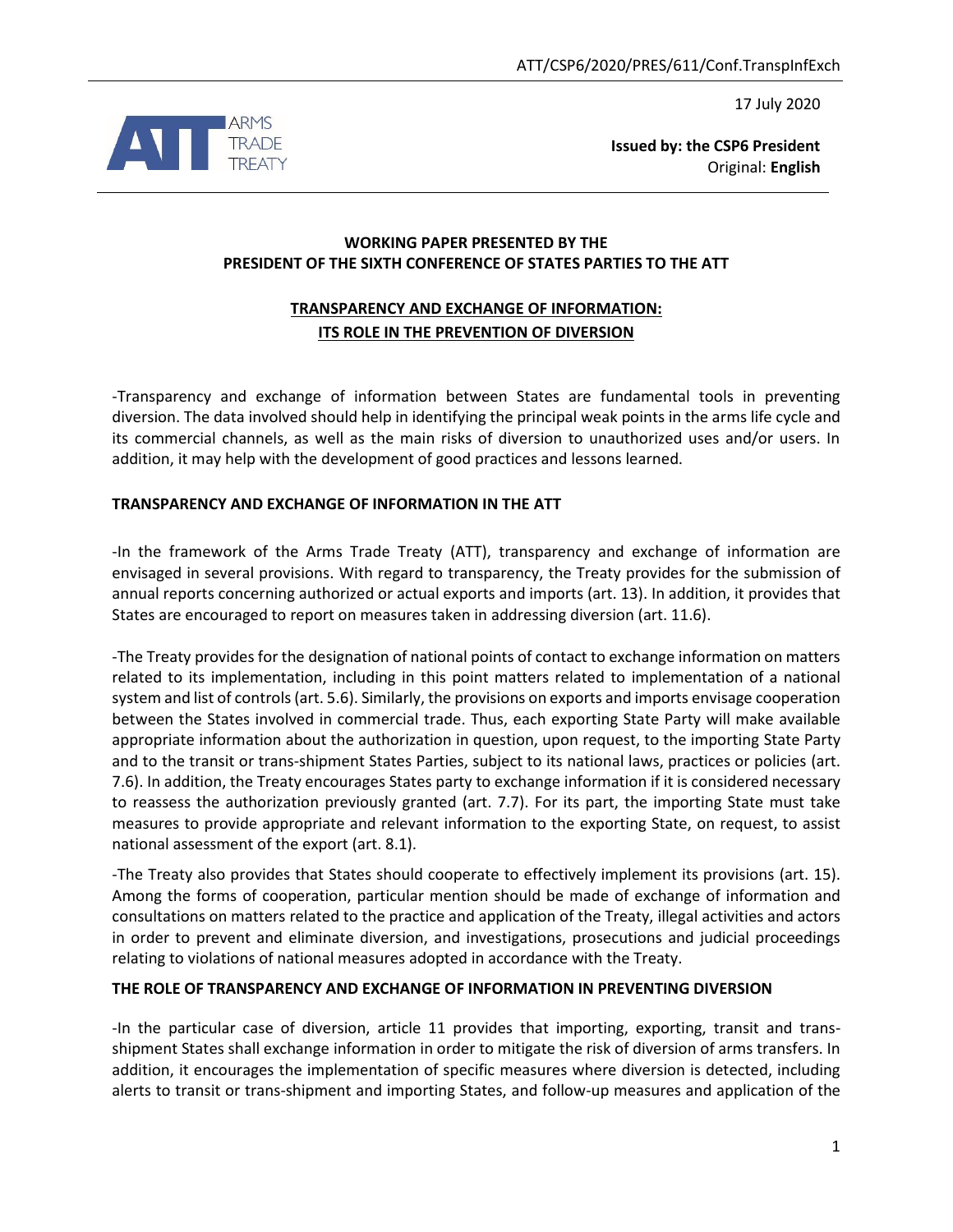ATT/CSP6/2020/PRES/611/Conf.TranspInfExch

17 July 2020

**Issued by: the CSP6 President**
Original: **English**

## WORKING PAPER PRESENTED BY THE PRESIDENT OF THE SIXTH CONFERENCE OF STATES PARTIES TO THE ATT

## TRANSPARENCY AND EXCHANGE OF INFORMATION: ITS ROLE IN THE PREVENTION OF DIVERSION

-Transparency and exchange of information between States are fundamental tools in preventing diversion. The data involved should help in identifying the principal weak points in the arms life cycle and its commercial channels, as well as the main risks of diversion to unauthorized uses and/or users. In addition, it may help with the development of good practices and lessons learned.

### TRANSPARENCY AND EXCHANGE OF INFORMATION IN THE ATT

-In the framework of the Arms Trade Treaty (ATT), transparency and exchange of information are envisaged in several provisions. With regard to transparency, the Treaty provides for the submission of annual reports concerning authorized or actual exports and imports (art. 13). In addition, it provides that States are encouraged to report on measures taken in addressing diversion (art. 11.6).

-The Treaty provides for the designation of national points of contact to exchange information on matters related to its implementation, including in this point matters related to implementation of a national system and list of controls (art. 5.6). Similarly, the provisions on exports and imports envisage cooperation between the States involved in commercial trade. Thus, each exporting State Party will make available appropriate information about the authorization in question, upon request, to the importing State Party and to the transit or trans-shipment States Parties, subject to its national laws, practices or policies (art. 7.6). In addition, the Treaty encourages States party to exchange information if it is considered necessary to reassess the authorization previously granted (art. 7.7). For its part, the importing State must take measures to provide appropriate and relevant information to the exporting State, on request, to assist national assessment of the export (art. 8.1).

-The Treaty also provides that States should cooperate to effectively implement its provisions (art. 15). Among the forms of cooperation, particular mention should be made of exchange of information and consultations on matters related to the practice and application of the Treaty, illegal activities and actors in order to prevent and eliminate diversion, and investigations, prosecutions and judicial proceedings relating to violations of national measures adopted in accordance with the Treaty.

### THE ROLE OF TRANSPARENCY AND EXCHANGE OF INFORMATION IN PREVENTING DIVERSION

-In the particular case of diversion, article 11 provides that importing, exporting, transit and trans-shipment States shall exchange information in order to mitigate the risk of diversion of arms transfers. In addition, it encourages the implementation of specific measures where diversion is detected, including alerts to transit or trans-shipment and importing States, and follow-up measures and application of the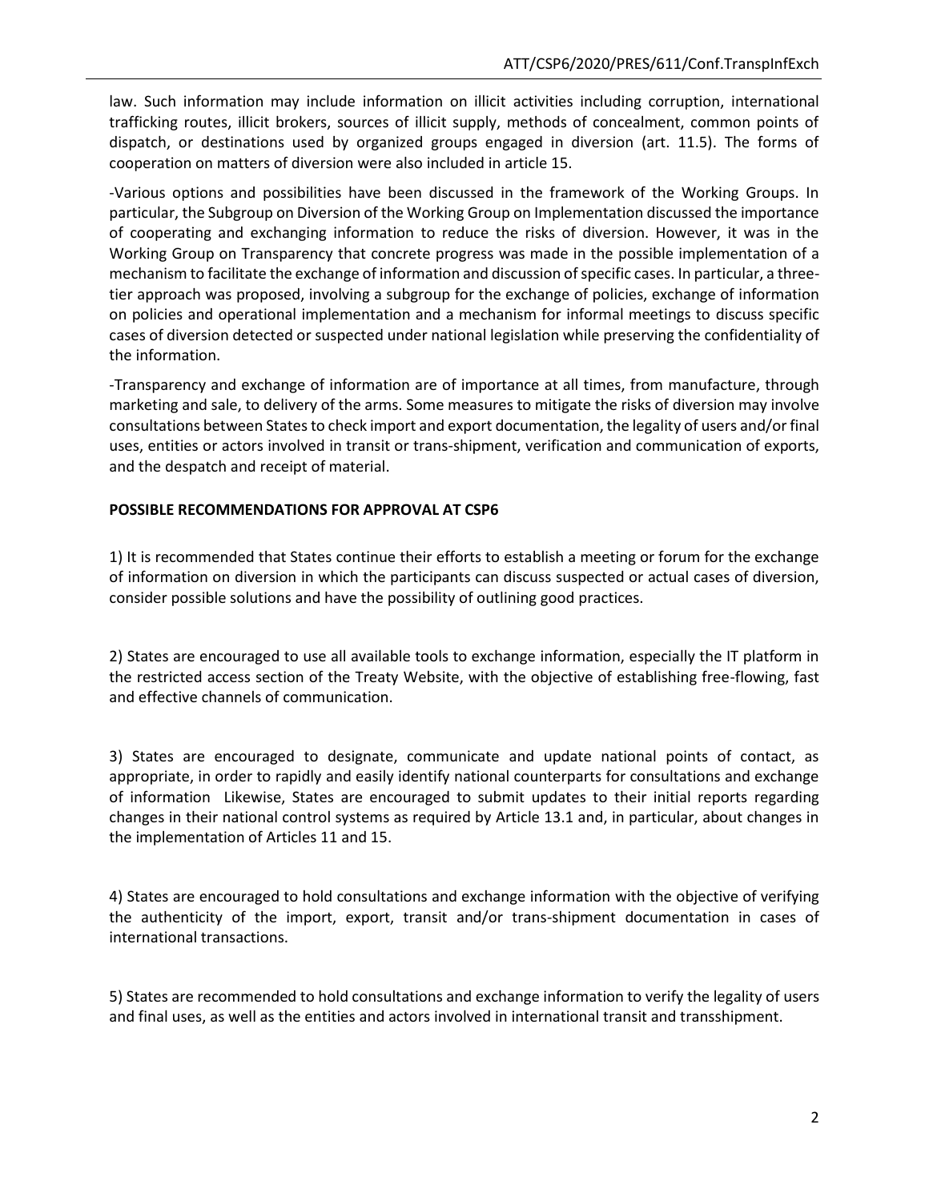law. Such information may include information on illicit activities including corruption, international trafficking routes, illicit brokers, sources of illicit supply, methods of concealment, common points of dispatch, or destinations used by organized groups engaged in diversion (art. 11.5). The forms of cooperation on matters of diversion were also included in article 15.

-Various options and possibilities have been discussed in the framework of the Working Groups. In particular, the Subgroup on Diversion of the Working Group on Implementation discussed the importance of cooperating and exchanging information to reduce the risks of diversion. However, it was in the Working Group on Transparency that concrete progress was made in the possible implementation of a mechanism to facilitate the exchange of information and discussion of specific cases. In particular, a three-tier approach was proposed, involving a subgroup for the exchange of policies, exchange of information on policies and operational implementation and a mechanism for informal meetings to discuss specific cases of diversion detected or suspected under national legislation while preserving the confidentiality of the information.

-Transparency and exchange of information are of importance at all times, from manufacture, through marketing and sale, to delivery of the arms. Some measures to mitigate the risks of diversion may involve consultations between States to check import and export documentation, the legality of users and/or final uses, entities or actors involved in transit or trans-shipment, verification and communication of exports, and the despatch and receipt of material.

**POSSIBLE RECOMMENDATIONS FOR APPROVAL AT CSP6**

1) It is recommended that States continue their efforts to establish a meeting or forum for the exchange of information on diversion in which the participants can discuss suspected or actual cases of diversion, consider possible solutions and have the possibility of outlining good practices.

2) States are encouraged to use all available tools to exchange information, especially the IT platform in the restricted access section of the Treaty Website, with the objective of establishing free-flowing, fast and effective channels of communication.

3) States are encouraged to designate, communicate and update national points of contact, as appropriate, in order to rapidly and easily identify national counterparts for consultations and exchange of information Likewise, States are encouraged to submit updates to their initial reports regarding changes in their national control systems as required by Article 13.1 and, in particular, about changes in the implementation of Articles 11 and 15.

4) States are encouraged to hold consultations and exchange information with the objective of verifying the authenticity of the import, export, transit and/or trans-shipment documentation in cases of international transactions.

5) States are recommended to hold consultations and exchange information to verify the legality of users and final uses, as well as the entities and actors involved in international transit and transshipment.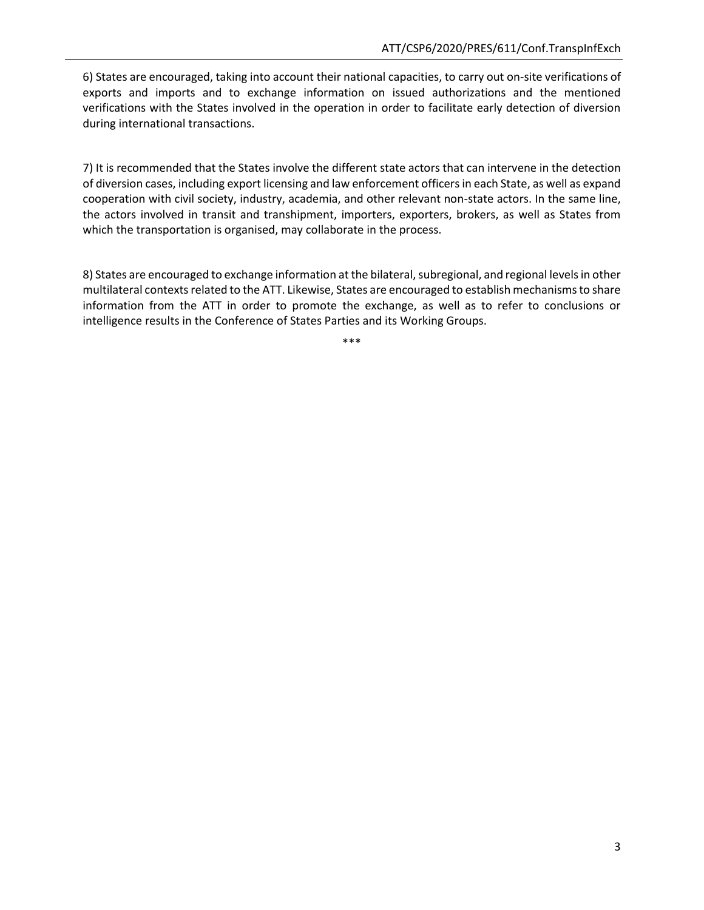6) States are encouraged, taking into account their national capacities, to carry out on-site verifications of exports and imports and to exchange information on issued authorizations and the mentioned verifications with the States involved in the operation in order to facilitate early detection of diversion during international transactions.

7) It is recommended that the States involve the different state actors that can intervene in the detection of diversion cases, including export licensing and law enforcement officers in each State, as well as expand cooperation with civil society, industry, academia, and other relevant non-state actors. In the same line, the actors involved in transit and transhipment, importers, exporters, brokers, as well as States from which the transportation is organised, may collaborate in the process.

8) States are encouraged to exchange information at the bilateral, subregional, and regional levels in other multilateral contexts related to the ATT. Likewise, States are encouraged to establish mechanisms to share information from the ATT in order to promote the exchange, as well as to refer to conclusions or intelligence results in the Conference of States Parties and its Working Groups.

***